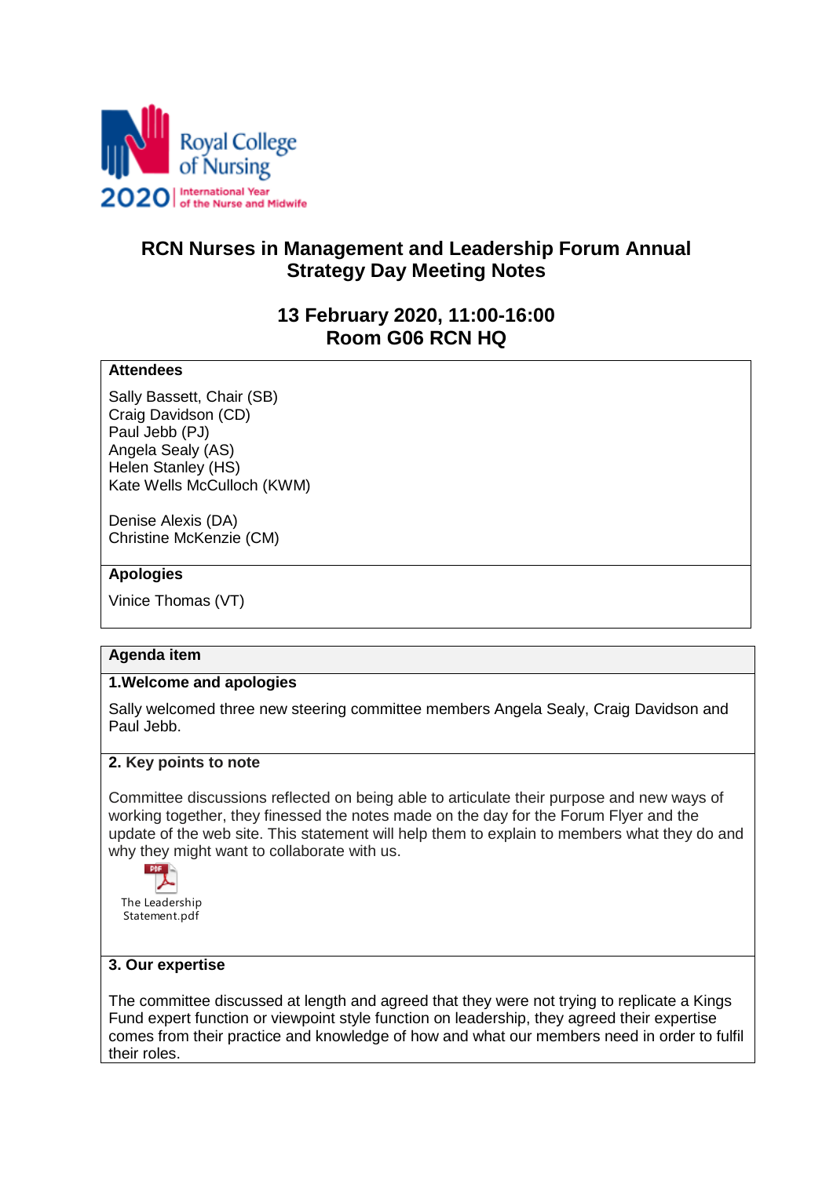# RCN Nurses in Management and Leadership Forum Annual Strategy Day Meeting Notes

## 13 February 2020, 11:00-16:00
## Room G06 RCN HQ

**Attendees**

Sally Bassett, Chair (SB)
Craig Davidson (CD)
Paul Jebb (PJ)
Angela Sealy (AS)
Helen Stanley (HS)
Kate Wells McCulloch (KWM)

Denise Alexis (DA)
Christine McKenzie (CM)

**Apologies**

Vinice Thomas (VT)

**Agenda item**

**1.Welcome and apologies**

Sally welcomed three new steering committee members Angela Sealy, Craig Davidson and Paul Jebb.

**2. Key points to note**

Committee discussions reflected on being able to articulate their purpose and new ways of working together, they finessed the notes made on the day for the Forum Flyer and the update of the web site. This statement will help them to explain to members what they do and why they might want to collaborate with us.

The Leadership Statement.pdf

**3. Our expertise**

The committee discussed at length and agreed that they were not trying to replicate a Kings Fund expert function or viewpoint style function on leadership, they agreed their expertise comes from their practice and knowledge of how and what our members need in order to fulfil their roles.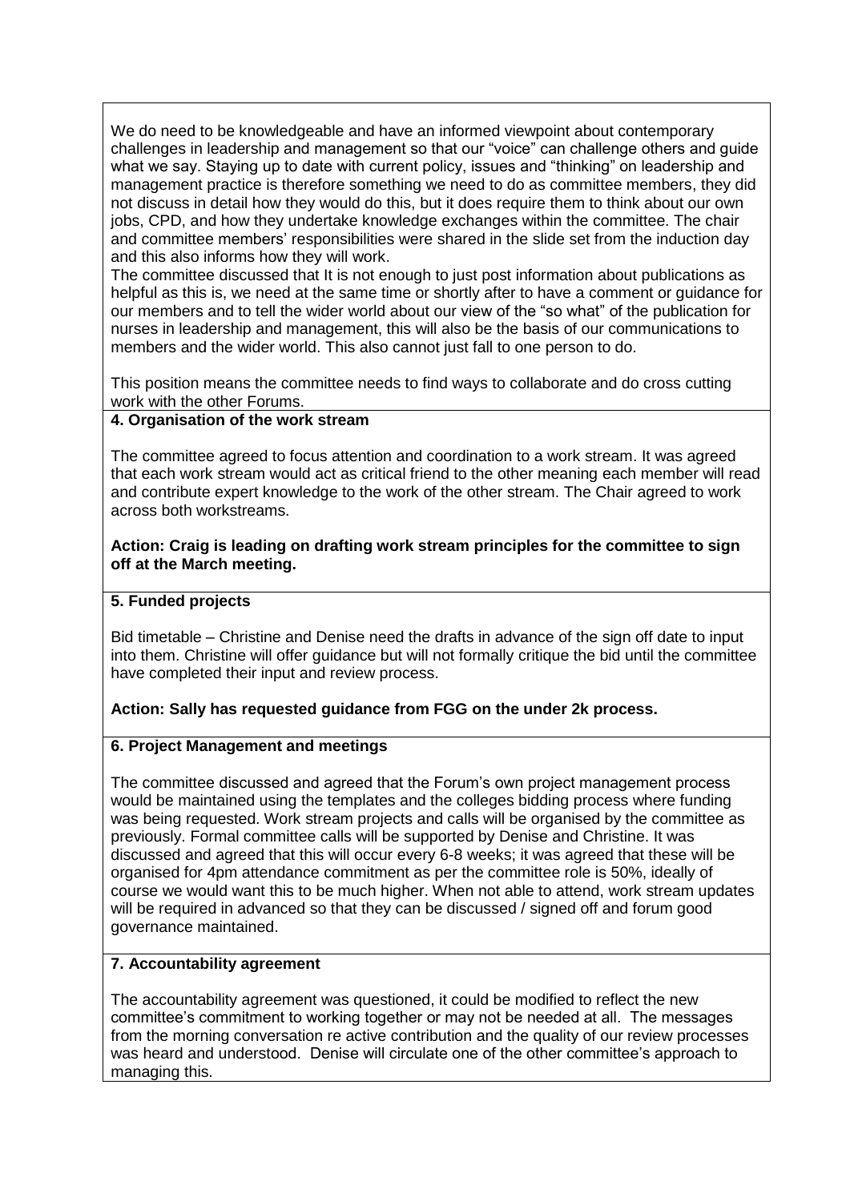We do need to be knowledgeable and have an informed viewpoint about contemporary challenges in leadership and management so that our "voice" can challenge others and guide what we say. Staying up to date with current policy, issues and "thinking" on leadership and management practice is therefore something we need to do as committee members, they did not discuss in detail how they would do this, but it does require them to think about our own jobs, CPD, and how they undertake knowledge exchanges within the committee. The chair and committee members' responsibilities were shared in the slide set from the induction day and this also informs how they will work.

The committee discussed that It is not enough to just post information about publications as helpful as this is, we need at the same time or shortly after to have a comment or guidance for our members and to tell the wider world about our view of the "so what" of the publication for nurses in leadership and management, this will also be the basis of our communications to members and the wider world. This also cannot just fall to one person to do.

This position means the committee needs to find ways to collaborate and do cross cutting work with the other Forums.

**4. Organisation of the work stream**

The committee agreed to focus attention and coordination to a work stream. It was agreed that each work stream would act as critical friend to the other meaning each member will read and contribute expert knowledge to the work of the other stream. The Chair agreed to work across both workstreams.

**Action: Craig is leading on drafting work stream principles for the committee to sign off at the March meeting.**

**5. Funded projects**

Bid timetable – Christine and Denise need the drafts in advance of the sign off date to input into them. Christine will offer guidance but will not formally critique the bid until the committee have completed their input and review process.

**Action: Sally has requested guidance from FGG on the under 2k process.**

**6. Project Management and meetings**

The committee discussed and agreed that the Forum's own project management process would be maintained using the templates and the colleges bidding process where funding was being requested. Work stream projects and calls will be organised by the committee as previously. Formal committee calls will be supported by Denise and Christine. It was discussed and agreed that this will occur every 6-8 weeks; it was agreed that these will be organised for 4pm attendance commitment as per the committee role is 50%, ideally of course we would want this to be much higher. When not able to attend, work stream updates will be required in advanced so that they can be discussed / signed off and forum good governance maintained.

**7. Accountability agreement**

The accountability agreement was questioned, it could be modified to reflect the new committee's commitment to working together or may not be needed at all. The messages from the morning conversation re active contribution and the quality of our review processes was heard and understood. Denise will circulate one of the other committee's approach to managing this.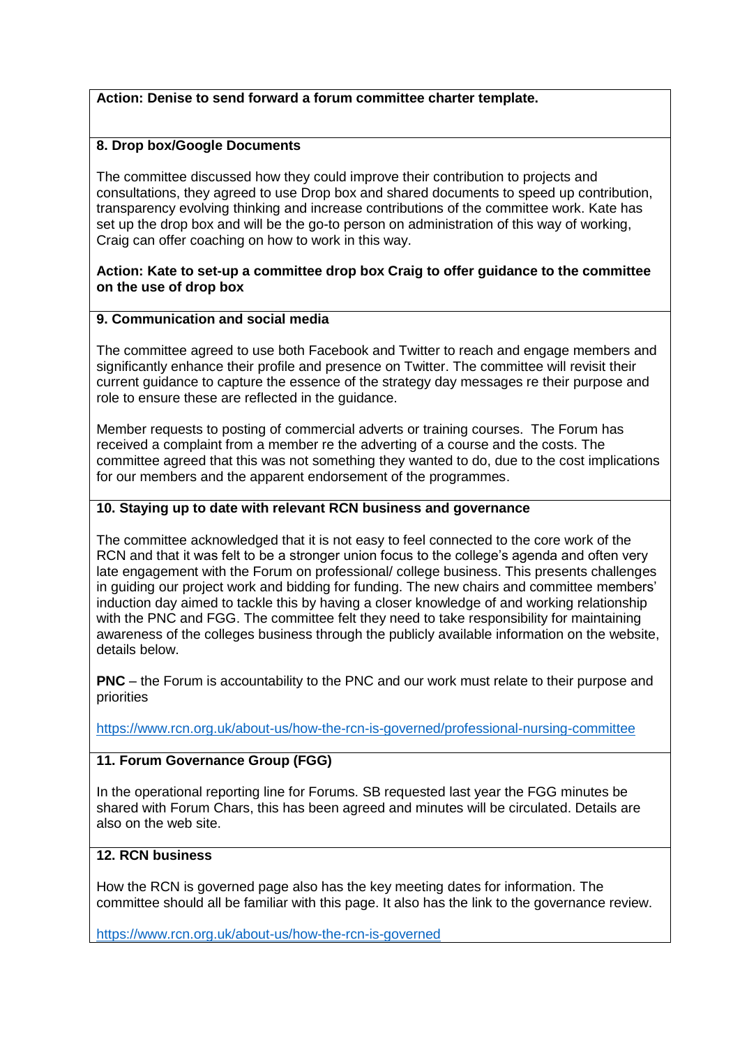**Action: Denise to send forward a forum committee charter template.**

### 8. Drop box/Google Documents

The committee discussed how they could improve their contribution to projects and consultations, they agreed to use Drop box and shared documents to speed up contribution, transparency evolving thinking and increase contributions of the committee work. Kate has set up the drop box and will be the go-to person on administration of this way of working, Craig can offer coaching on how to work in this way.

**Action: Kate to set-up a committee drop box Craig to offer guidance to the committee on the use of drop box**

### 9. Communication and social media

The committee agreed to use both Facebook and Twitter to reach and engage members and significantly enhance their profile and presence on Twitter. The committee will revisit their current guidance to capture the essence of the strategy day messages re their purpose and role to ensure these are reflected in the guidance.

Member requests to posting of commercial adverts or training courses. The Forum has received a complaint from a member re the adverting of a course and the costs. The committee agreed that this was not something they wanted to do, due to the cost implications for our members and the apparent endorsement of the programmes.

### 10. Staying up to date with relevant RCN business and governance

The committee acknowledged that it is not easy to feel connected to the core work of the RCN and that it was felt to be a stronger union focus to the college's agenda and often very late engagement with the Forum on professional/ college business. This presents challenges in guiding our project work and bidding for funding. The new chairs and committee members' induction day aimed to tackle this by having a closer knowledge of and working relationship with the PNC and FGG. The committee felt they need to take responsibility for maintaining awareness of the colleges business through the publicly available information on the website, details below.

**PNC** – the Forum is accountability to the PNC and our work must relate to their purpose and priorities

https://www.rcn.org.uk/about-us/how-the-rcn-is-governed/professional-nursing-committee

### 11. Forum Governance Group (FGG)

In the operational reporting line for Forums. SB requested last year the FGG minutes be shared with Forum Chars, this has been agreed and minutes will be circulated. Details are also on the web site.

### 12. RCN business

How the RCN is governed page also has the key meeting dates for information. The committee should all be familiar with this page. It also has the link to the governance review.

https://www.rcn.org.uk/about-us/how-the-rcn-is-governed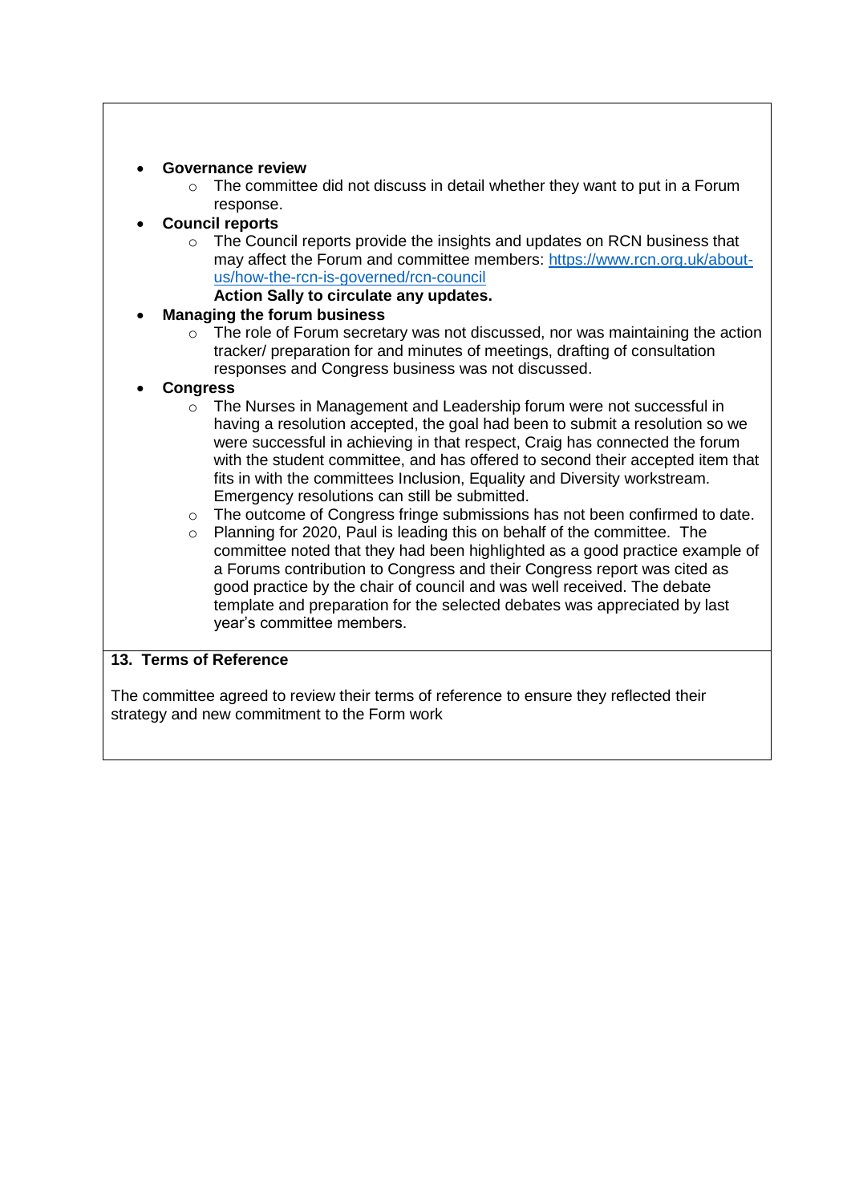- **Governance review**
    - The committee did not discuss in detail whether they want to put in a Forum response.
- **Council reports**
    - The Council reports provide the insights and updates on RCN business that may affect the Forum and committee members: [https://www.rcn.org.uk/about-us/how-the-rcn-is-governed/rcn-council](https://www.rcn.org.uk/about-us/how-the-rcn-is-governed/rcn-council)
      **Action Sally to circulate any updates.**
- **Managing the forum business**
    - The role of Forum secretary was not discussed, nor was maintaining the action tracker/ preparation for and minutes of meetings, drafting of consultation responses and Congress business was not discussed.
- **Congress**
    - The Nurses in Management and Leadership forum were not successful in having a resolution accepted, the goal had been to submit a resolution so we were successful in achieving in that respect, Craig has connected the forum with the student committee, and has offered to second their accepted item that fits in with the committees Inclusion, Equality and Diversity workstream. Emergency resolutions can still be submitted.
    - The outcome of Congress fringe submissions has not been confirmed to date.
    - Planning for 2020, Paul is leading this on behalf of the committee. The committee noted that they had been highlighted as a good practice example of a Forums contribution to Congress and their Congress report was cited as good practice by the chair of council and was well received. The debate template and preparation for the selected debates was appreciated by last year's committee members.

**13. Terms of Reference**

The committee agreed to review their terms of reference to ensure they reflected their strategy and new commitment to the Form work